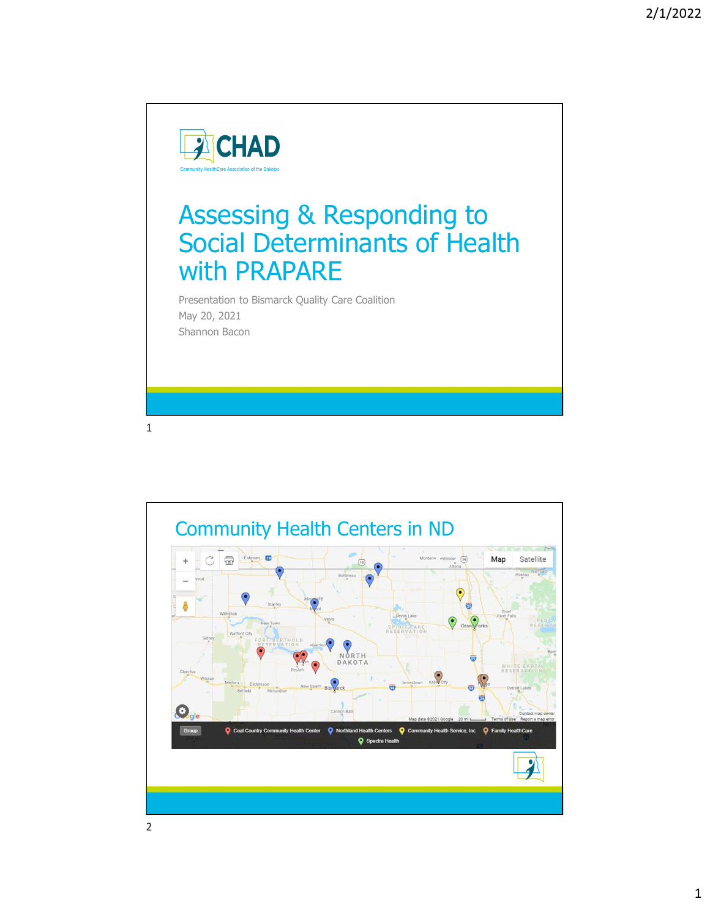# Assessing & Responding to Social Determinants of Health with PRAPARE

CHAD

Community HealthCare Association of the Dakotas

Presentation to Bismarck Quality Care Coalition

May 20, 2021

Shannon Bacon

## Community Health Centers in ND

Group: Coal Country Community Health Center; Northland Health Centers; Community Health Service, Inc; Family HealthCare; Spectra Health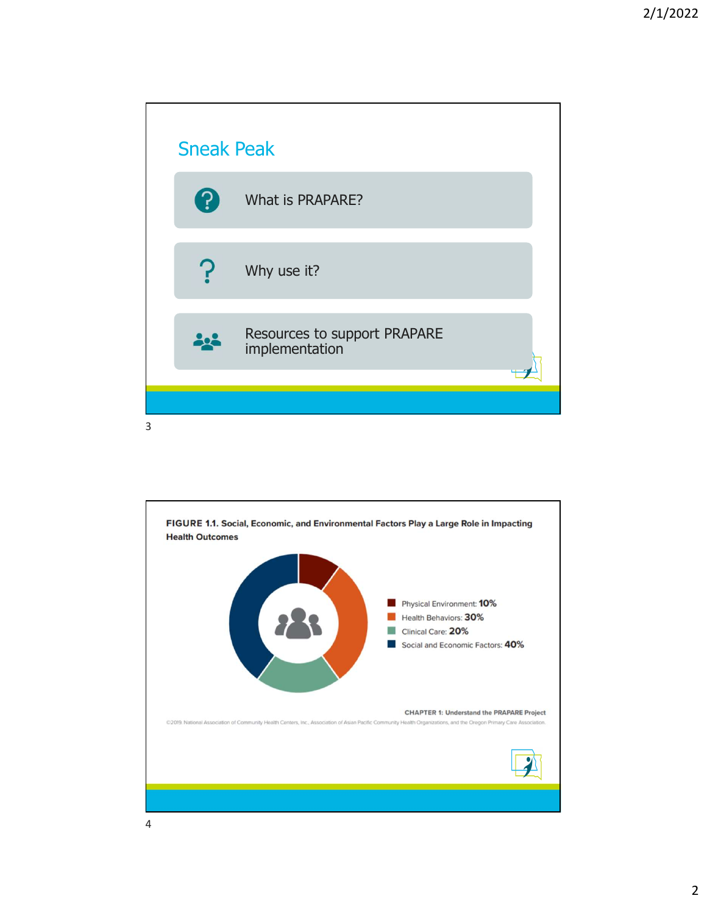## Sneak Peak

- What is PRAPARE?
- Why use it?
- Resources to support PRAPARE implementation

**FIGURE 1.1. Social, Economic, and Environmental Factors Play a Large Role in Impacting Health Outcomes**

- Physical Environment: **10%**
- Health Behaviors: **30%**
- Clinical Care: **20%**
- Social and Economic Factors: **40%**

**CHAPTER 1: Understand the PRAPARE Project**

©2019. National Association of Community Health Centers, Inc., Association of Asian Pacific Community Health Organizations, and the Oregon Primary Care Association.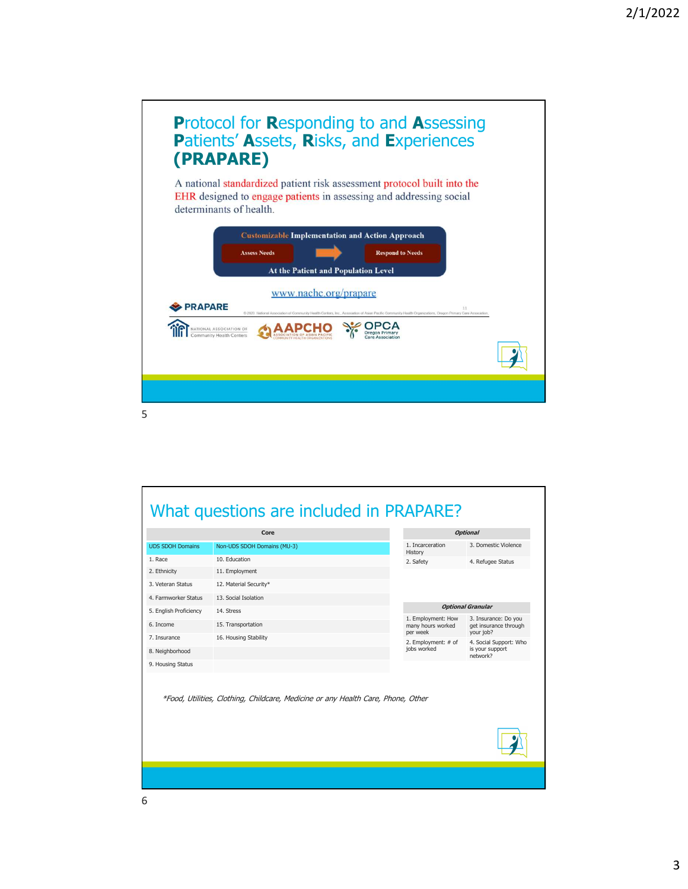# Protocol for Responding to and Assessing Patients' Assets, Risks, and Experiences (PRAPARE)

A national standardized patient risk assessment protocol built into the EHR designed to engage patients in assessing and addressing social determinants of health.

**Customizable Implementation and Action Approach**

Assess Needs → Respond to Needs

At the Patient and Population Level

www.nachc.org/prapare

PRAPARE

© 2021. National Association of Community Health Centers, Inc., Association of Asian Pacific Community Health Organizations, Oregon Primary Care Association

National Association of Community Health Centers | AAPCHO Association of Asian Pacific Community Health Organizations | OPCA Oregon Primary Care Association

# What questions are included in PRAPARE?

| Core | |
|---|---|
| UDS SDOH Domains | Non-UDS SDOH Domains (MU-3) |
| 1. Race | 10. Education |
| 2. Ethnicity | 11. Employment |
| 3. Veteran Status | 12. Material Security* |
| 4. Farmworker Status | 13. Social Isolation |
| 5. English Proficiency | 14. Stress |
| 6. Income | 15. Transportation |
| 7. Insurance | 16. Housing Stability |
| 8. Neighborhood | |
| 9. Housing Status | |

| *Optional* | |
|---|---|
| 1. Incarceration History | 3. Domestic Violence |
| 2. Safety | 4. Refugee Status |

| *Optional Granular* | |
|---|---|
| 1. Employment: How many hours worked per week | 3. Insurance: Do you get insurance through your job? |
| 2. Employment: # of jobs worked | 4. Social Support: Who is your support network? |

*\*Food, Utilities, Clothing, Childcare, Medicine or any Health Care, Phone, Other*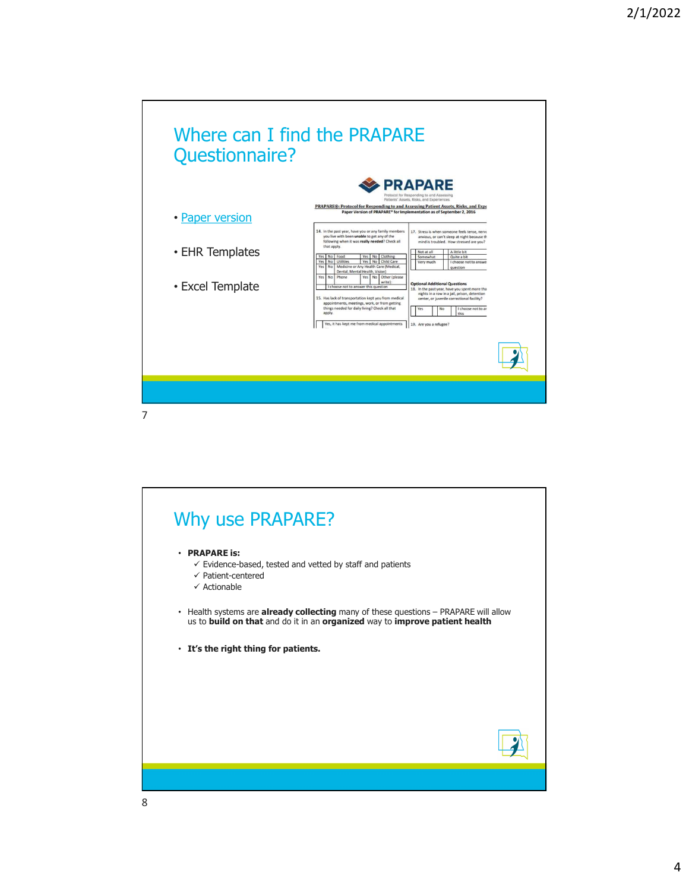## Where can I find the PRAPARE Questionnaire?

- Paper version
- EHR Templates
- Excel Template

## Why use PRAPARE?

- **PRAPARE is:**
  - ✓ Evidence-based, tested and vetted by staff and patients
  - ✓ Patient-centered
  - ✓ Actionable
- Health systems are **already collecting** many of these questions – PRAPARE will allow us to **build on that** and do it in an **organized** way to **improve patient health**
- **It's the right thing for patients.**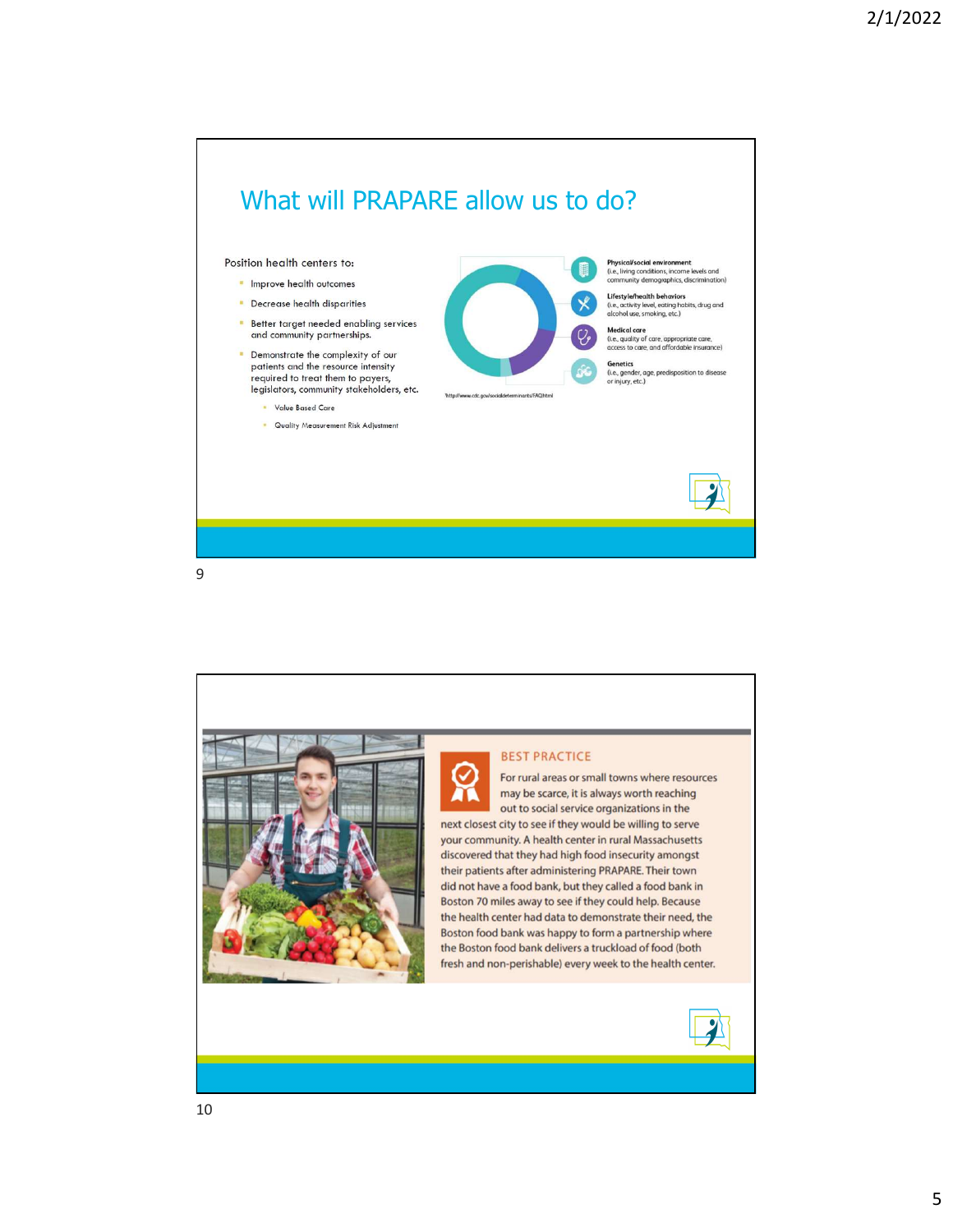## What will PRAPARE allow us to do?

Position health centers to:

- Improve health outcomes
- Decrease health disparities
- Better target needed enabling services and community partnerships.
- Demonstrate the complexity of our patients and the resource intensity required to treat them to payers, legislators, community stakeholders, etc.
  - Value Based Care
  - Quality Measurement Risk Adjustment

**Physical/social environment**
(i.e., living conditions, income levels and community demographics, discrimination)

**Lifestyle/health behaviors**
(i.e., activity level, eating habits, drug and alcohol use, smoking, etc.)

**Medical care**
(i.e., quality of care, appropriate care, access to care, and affordable insurance)

**Genetics**
(i.e., gender, age, predisposition to disease or injury, etc.)

*http://www.cdc.gov/socialdeterminants/FAQ.html

---

### BEST PRACTICE

For rural areas or small towns where resources may be scarce, it is always worth reaching out to social service organizations in the next closest city to see if they would be willing to serve your community. A health center in rural Massachusetts discovered that they had high food insecurity amongst their patients after administering PRAPARE. Their town did not have a food bank, but they called a food bank in Boston 70 miles away to see if they could help. Because the health center had data to demonstrate their need, the Boston food bank was happy to form a partnership where the Boston food bank delivers a truckload of food (both fresh and non-perishable) every week to the health center.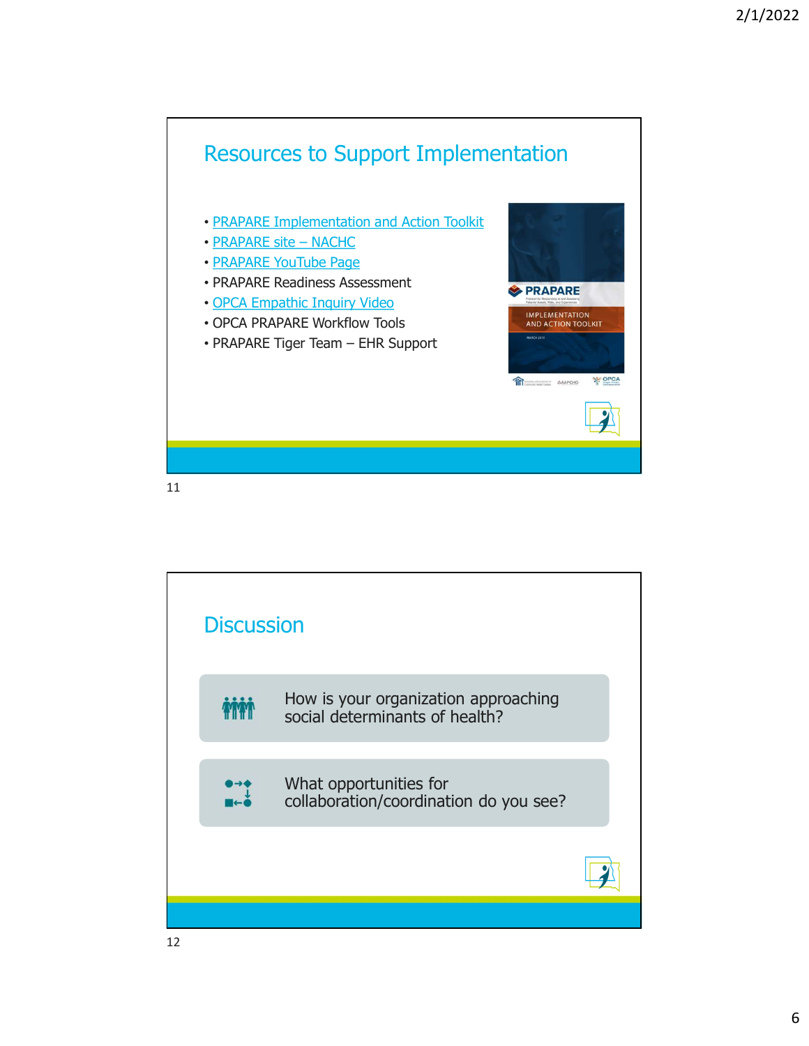## Resources to Support Implementation

- PRAPARE Implementation and Action Toolkit
- PRAPARE site – NACHC
- PRAPARE YouTube Page
- PRAPARE Readiness Assessment
- OPCA Empathic Inquiry Video
- OPCA PRAPARE Workflow Tools
- PRAPARE Tiger Team – EHR Support

## Discussion

- How is your organization approaching social determinants of health?
- What opportunities for collaboration/coordination do you see?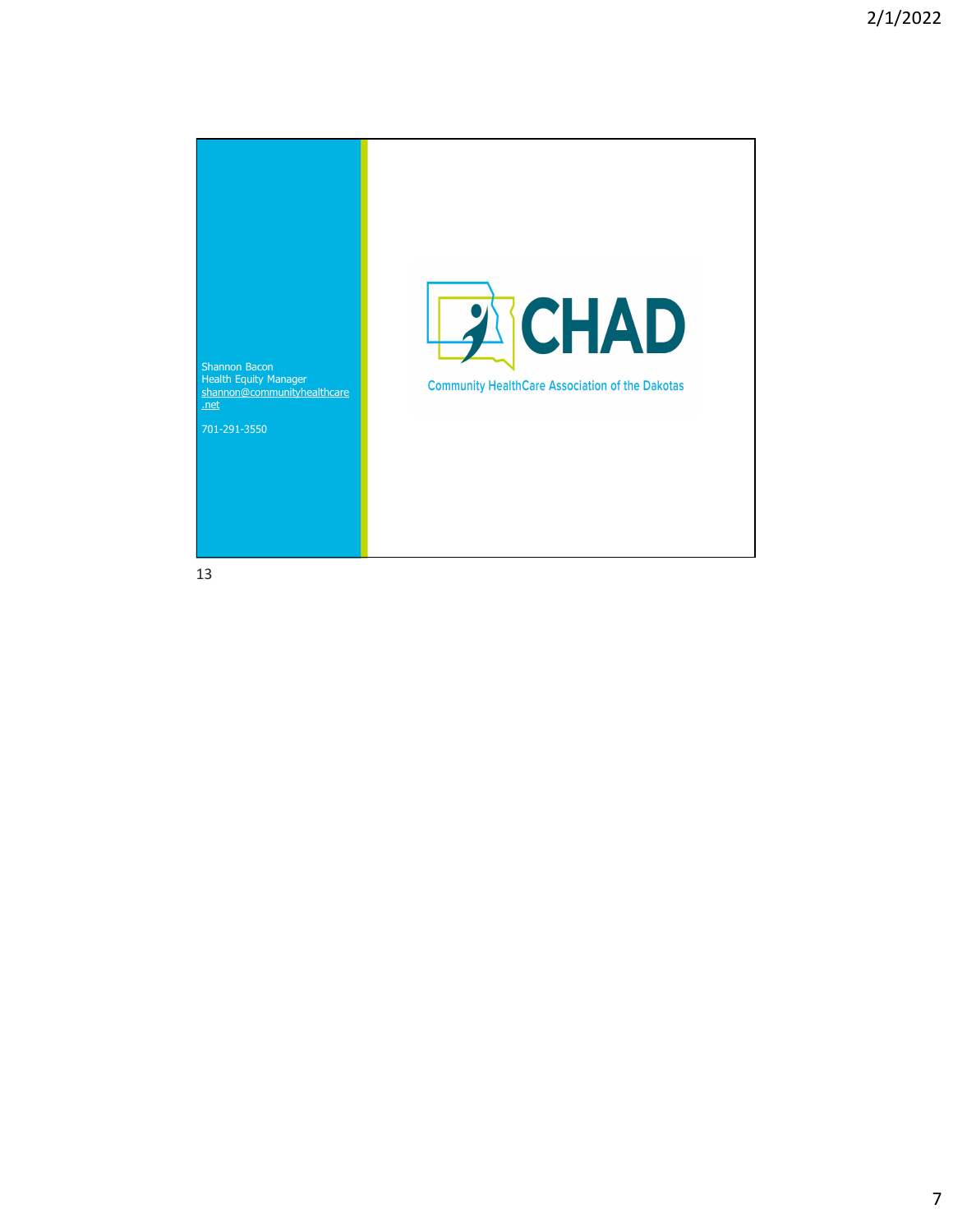Shannon Bacon
Health Equity Manager
shannon@communityhealthcare.net

701-291-3550

CHAD

Community HealthCare Association of the Dakotas